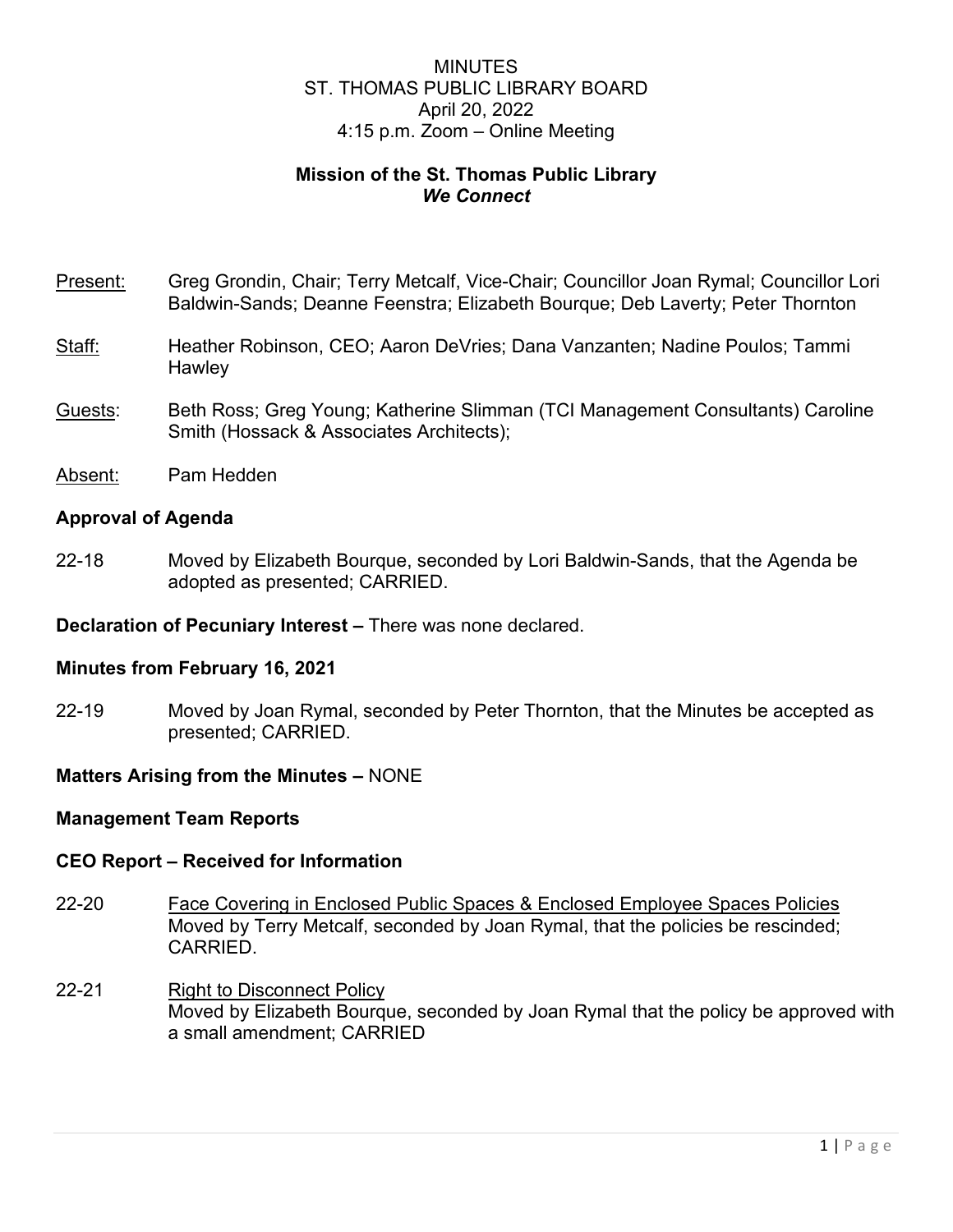MINUTES
ST. THOMAS PUBLIC LIBRARY BOARD
April 20, 2022
4:15 p.m. Zoom – Online Meeting

**Mission of the St. Thomas Public Library**
***We Connect***

Present: Greg Grondin, Chair; Terry Metcalf, Vice-Chair; Councillor Joan Rymal; Councillor Lori Baldwin-Sands; Deanne Feenstra; Elizabeth Bourque; Deb Laverty; Peter Thornton

Staff: Heather Robinson, CEO; Aaron DeVries; Dana Vanzanten; Nadine Poulos; Tammi Hawley

Guests: Beth Ross; Greg Young; Katherine Slimman (TCI Management Consultants) Caroline Smith (Hossack & Associates Architects);

Absent: Pam Hedden

**Approval of Agenda**

22-18 Moved by Elizabeth Bourque, seconded by Lori Baldwin-Sands, that the Agenda be adopted as presented; CARRIED.

**Declaration of Pecuniary Interest –** There was none declared.

**Minutes from February 16, 2021**

22-19 Moved by Joan Rymal, seconded by Peter Thornton, that the Minutes be accepted as presented; CARRIED.

**Matters Arising from the Minutes –** NONE

**Management Team Reports**

**CEO Report – Received for Information**

22-20 Face Covering in Enclosed Public Spaces & Enclosed Employee Spaces Policies
Moved by Terry Metcalf, seconded by Joan Rymal, that the policies be rescinded; CARRIED.

22-21 Right to Disconnect Policy
Moved by Elizabeth Bourque, seconded by Joan Rymal that the policy be approved with a small amendment; CARRIED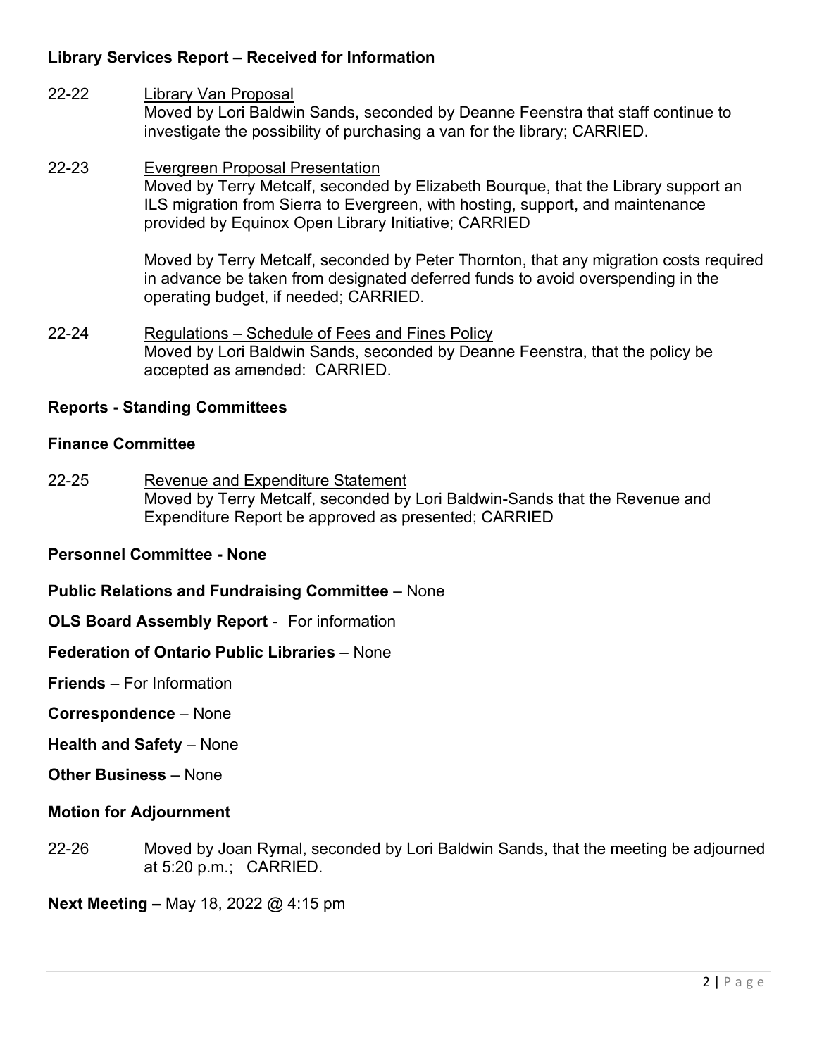**Library Services Report – Received for Information**

22-22 Library Van Proposal
Moved by Lori Baldwin Sands, seconded by Deanne Feenstra that staff continue to investigate the possibility of purchasing a van for the library; CARRIED.

22-23 Evergreen Proposal Presentation
Moved by Terry Metcalf, seconded by Elizabeth Bourque, that the Library support an ILS migration from Sierra to Evergreen, with hosting, support, and maintenance provided by Equinox Open Library Initiative; CARRIED

Moved by Terry Metcalf, seconded by Peter Thornton, that any migration costs required in advance be taken from designated deferred funds to avoid overspending in the operating budget, if needed; CARRIED.

22-24 Regulations – Schedule of Fees and Fines Policy
Moved by Lori Baldwin Sands, seconded by Deanne Feenstra, that the policy be accepted as amended: CARRIED.

**Reports - Standing Committees**

**Finance Committee**

22-25 Revenue and Expenditure Statement
Moved by Terry Metcalf, seconded by Lori Baldwin-Sands that the Revenue and Expenditure Report be approved as presented; CARRIED

**Personnel Committee - None**

**Public Relations and Fundraising Committee** – None

**OLS Board Assembly Report** - For information

**Federation of Ontario Public Libraries** – None

**Friends** – For Information

**Correspondence** – None

**Health and Safety** – None

**Other Business** – None

**Motion for Adjournment**

22-26 Moved by Joan Rymal, seconded by Lori Baldwin Sands, that the meeting be adjourned at 5:20 p.m.; CARRIED.

**Next Meeting –** May 18, 2022 @ 4:15 pm